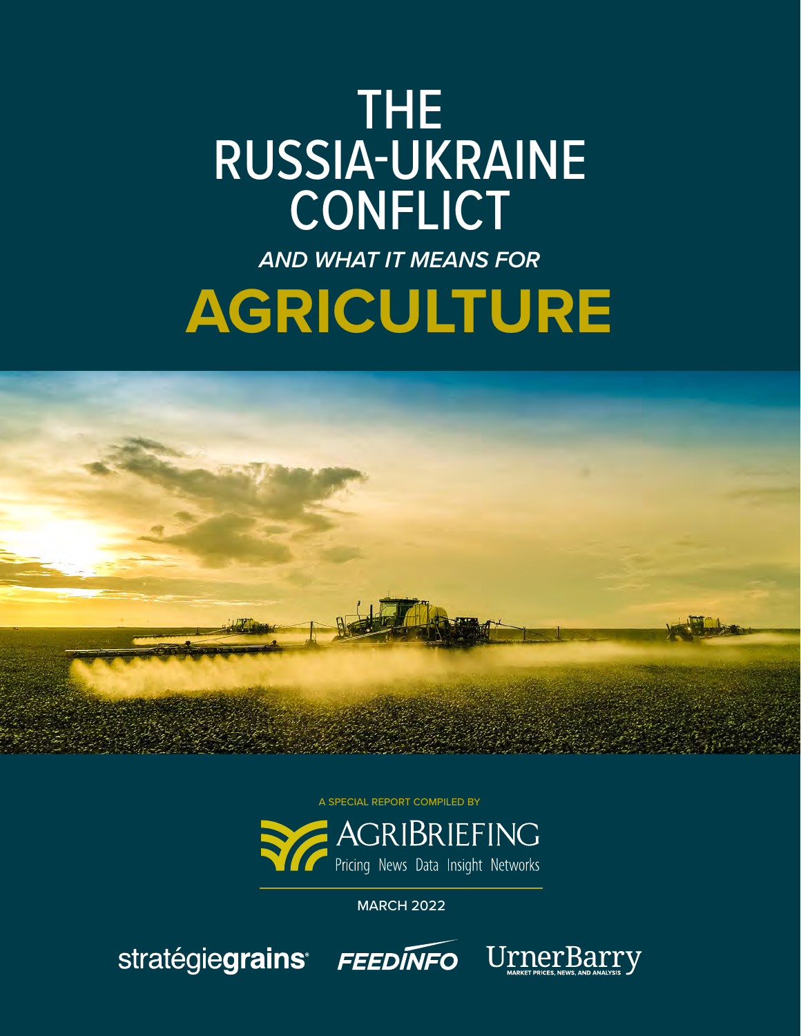# THE RUSSIA-UKRAINE CONFLICT

*AND WHAT IT MEANS FOR*

# AGRICULTURE

A SPECIAL REPORT COMPILED BY

AGRIBRIEFING

Pricing News Data Insight Networks

MARCH 2022

stratégiegrains FEEDINFO UrnerBarry

MARKET PRICES, NEWS, AND ANALYSIS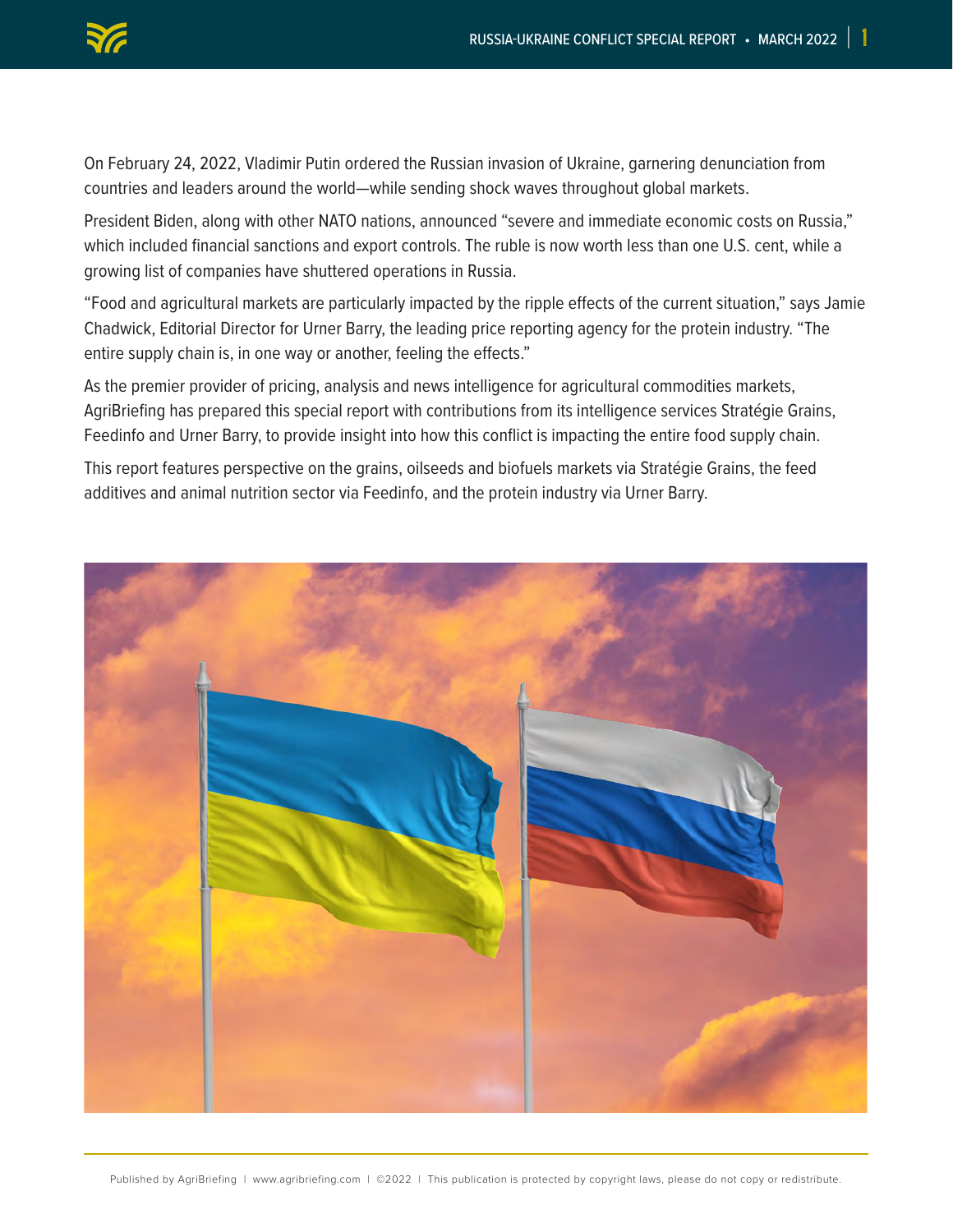On February 24, 2022, Vladimir Putin ordered the Russian invasion of Ukraine, garnering denunciation from countries and leaders around the world—while sending shock waves throughout global markets.

President Biden, along with other NATO nations, announced "severe and immediate economic costs on Russia," which included financial sanctions and export controls. The ruble is now worth less than one U.S. cent, while a growing list of companies have shuttered operations in Russia.

"Food and agricultural markets are particularly impacted by the ripple effects of the current situation," says Jamie Chadwick, Editorial Director for Urner Barry, the leading price reporting agency for the protein industry. "The entire supply chain is, in one way or another, feeling the effects."

As the premier provider of pricing, analysis and news intelligence for agricultural commodities markets, AgriBriefing has prepared this special report with contributions from its intelligence services Stratégie Grains, Feedinfo and Urner Barry, to provide insight into how this conflict is impacting the entire food supply chain.

This report features perspective on the grains, oilseeds and biofuels markets via Stratégie Grains, the feed additives and animal nutrition sector via Feedinfo, and the protein industry via Urner Barry.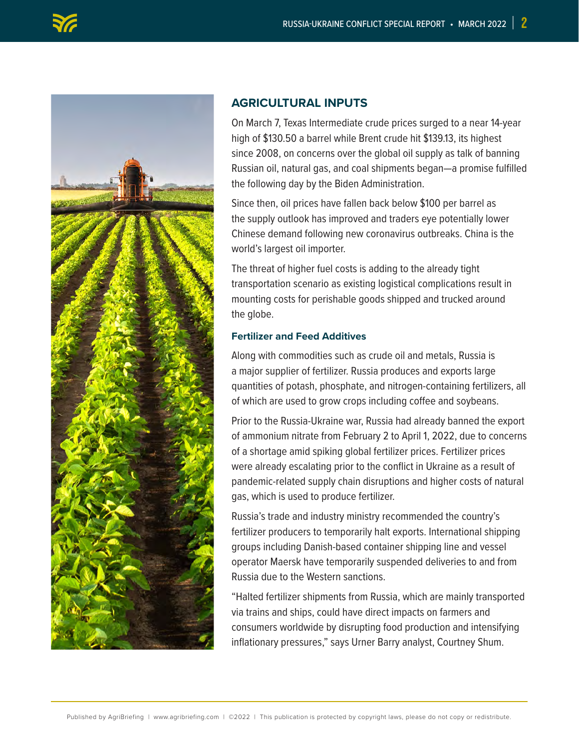## AGRICULTURAL INPUTS

On March 7, Texas Intermediate crude prices surged to a near 14-year high of $130.50 a barrel while Brent crude hit $139.13, its highest since 2008, on concerns over the global oil supply as talk of banning Russian oil, natural gas, and coal shipments began—a promise fulfilled the following day by the Biden Administration.

Since then, oil prices have fallen back below $100 per barrel as the supply outlook has improved and traders eye potentially lower Chinese demand following new coronavirus outbreaks. China is the world's largest oil importer.

The threat of higher fuel costs is adding to the already tight transportation scenario as existing logistical complications result in mounting costs for perishable goods shipped and trucked around the globe.

### Fertilizer and Feed Additives

Along with commodities such as crude oil and metals, Russia is a major supplier of fertilizer. Russia produces and exports large quantities of potash, phosphate, and nitrogen-containing fertilizers, all of which are used to grow crops including coffee and soybeans.

Prior to the Russia-Ukraine war, Russia had already banned the export of ammonium nitrate from February 2 to April 1, 2022, due to concerns of a shortage amid spiking global fertilizer prices. Fertilizer prices were already escalating prior to the conflict in Ukraine as a result of pandemic-related supply chain disruptions and higher costs of natural gas, which is used to produce fertilizer.

Russia's trade and industry ministry recommended the country's fertilizer producers to temporarily halt exports. International shipping groups including Danish-based container shipping line and vessel operator Maersk have temporarily suspended deliveries to and from Russia due to the Western sanctions.

"Halted fertilizer shipments from Russia, which are mainly transported via trains and ships, could have direct impacts on farmers and consumers worldwide by disrupting food production and intensifying inflationary pressures," says Urner Barry analyst, Courtney Shum.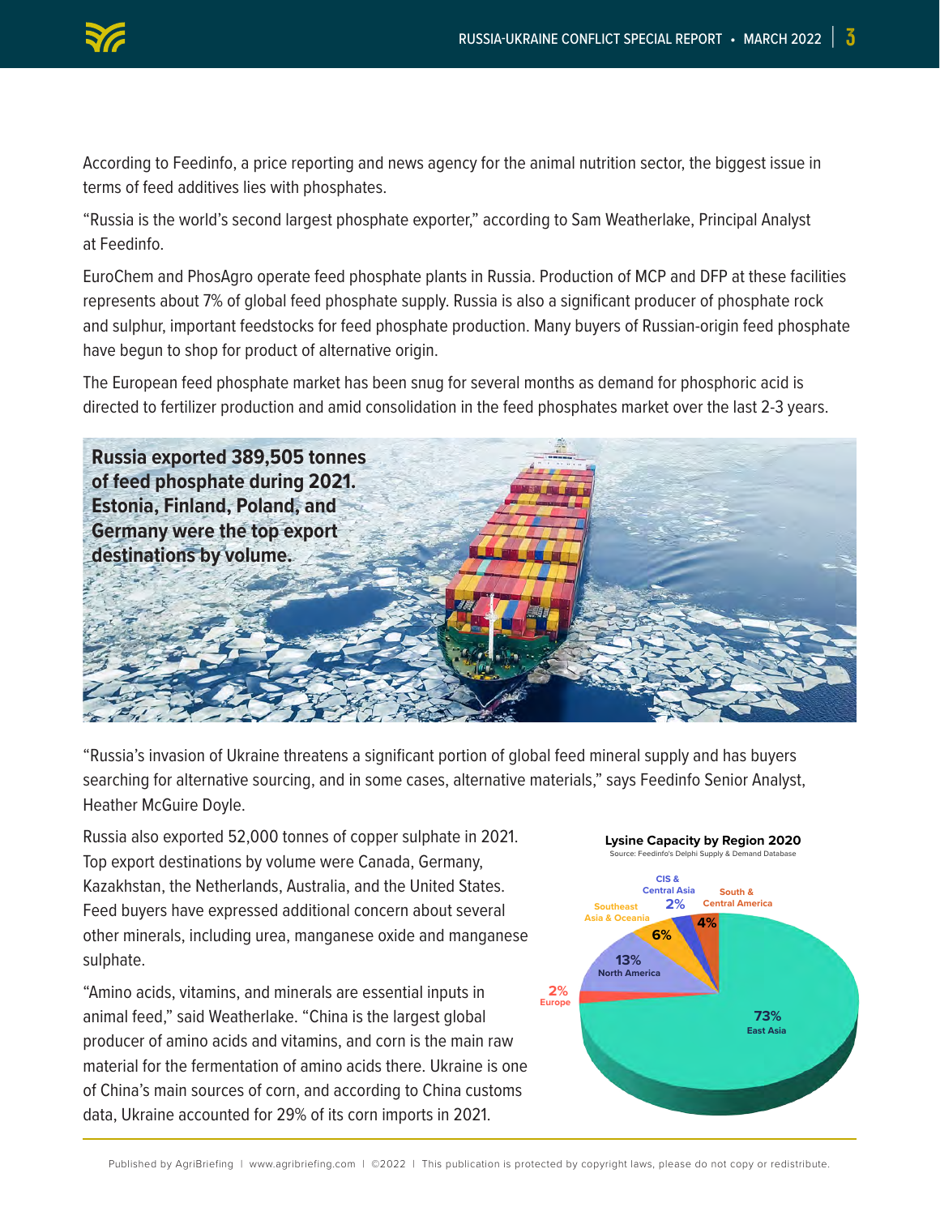According to Feedinfo, a price reporting and news agency for the animal nutrition sector, the biggest issue in terms of feed additives lies with phosphates.

"Russia is the world's second largest phosphate exporter," according to Sam Weatherlake, Principal Analyst at Feedinfo.

EuroChem and PhosAgro operate feed phosphate plants in Russia. Production of MCP and DFP at these facilities represents about 7% of global feed phosphate supply. Russia is also a significant producer of phosphate rock and sulphur, important feedstocks for feed phosphate production. Many buyers of Russian-origin feed phosphate have begun to shop for product of alternative origin.

The European feed phosphate market has been snug for several months as demand for phosphoric acid is directed to fertilizer production and amid consolidation in the feed phosphates market over the last 2-3 years.

**Russia exported 389,505 tonnes of feed phosphate during 2021. Estonia, Finland, Poland, and Germany were the top export destinations by volume.**

"Russia's invasion of Ukraine threatens a significant portion of global feed mineral supply and has buyers searching for alternative sourcing, and in some cases, alternative materials," says Feedinfo Senior Analyst, Heather McGuire Doyle.

Russia also exported 52,000 tonnes of copper sulphate in 2021. Top export destinations by volume were Canada, Germany, Kazakhstan, the Netherlands, Australia, and the United States. Feed buyers have expressed additional concern about several other minerals, including urea, manganese oxide and manganese sulphate.

"Amino acids, vitamins, and minerals are essential inputs in animal feed," said Weatherlake. "China is the largest global producer of amino acids and vitamins, and corn is the main raw material for the fermentation of amino acids there. Ukraine is one of China's main sources of corn, and according to China customs data, Ukraine accounted for 29% of its corn imports in 2021.

**Lysine Capacity by Region 2020**

Source: Feedinfo's Delphi Supply & Demand Database

CIS & Central Asia 2%

South & Central America 4%

Southeast Asia & Oceania 6%

13% North America

2% Europe

73% East Asia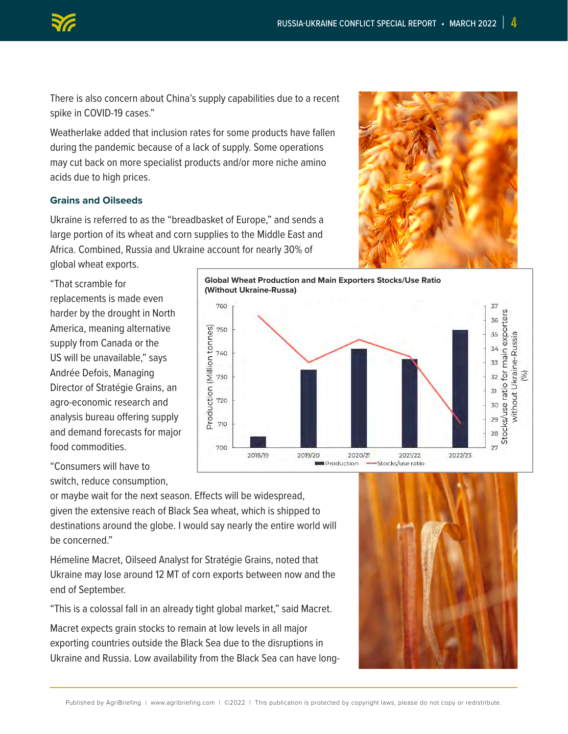There is also concern about China's supply capabilities due to a recent spike in COVID-19 cases."

Weatherlake added that inclusion rates for some products have fallen during the pandemic because of a lack of supply. Some operations may cut back on more specialist products and/or more niche amino acids due to high prices.

### Grains and Oilseeds

Ukraine is referred to as the "breadbasket of Europe," and sends a large portion of its wheat and corn supplies to the Middle East and Africa. Combined, Russia and Ukraine account for nearly 30% of global wheat exports.

"That scramble for replacements is made even harder by the drought in North America, meaning alternative supply from Canada or the US will be unavailable," says Andrée Defois, Managing Director of Stratégie Grains, an agro-economic research and analysis bureau offering supply and demand forecasts for major food commodities.

**Global Wheat Production and Main Exporters Stocks/Use Ratio (Without Ukraine-Russa)**

Production (Million tonnes)

760
750
740
730
720
710
700

Stocks/use ratio for main exporters without Ukraine-Russia (%)

37
36
35
34
33
32
31
30
29
28
27

2018/19
2019/20
2020/21
2021/22
2022/23

Production
Stocks/use ratio

"Consumers will have to switch, reduce consumption, or maybe wait for the next season. Effects will be widespread, given the extensive reach of Black Sea wheat, which is shipped to destinations around the globe. I would say nearly the entire world will be concerned."

Hémeline Macret, Oilseed Analyst for Stratégie Grains, noted that Ukraine may lose around 12 MT of corn exports between now and the end of September.

"This is a colossal fall in an already tight global market," said Macret.

Macret expects grain stocks to remain at low levels in all major exporting countries outside the Black Sea due to the disruptions in Ukraine and Russia. Low availability from the Black Sea can have long-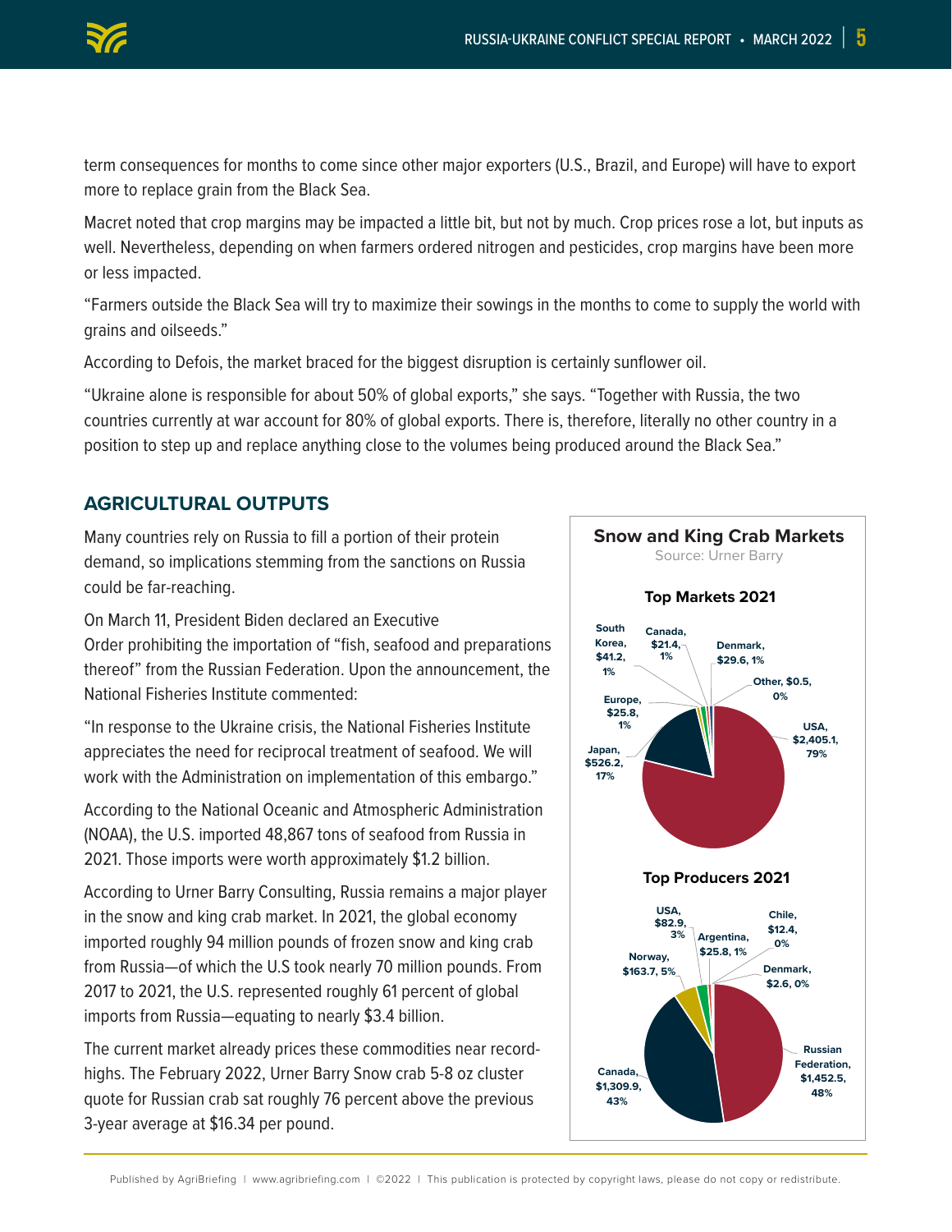term consequences for months to come since other major exporters (U.S., Brazil, and Europe) will have to export more to replace grain from the Black Sea.

Macret noted that crop margins may be impacted a little bit, but not by much. Crop prices rose a lot, but inputs as well. Nevertheless, depending on when farmers ordered nitrogen and pesticides, crop margins have been more or less impacted.

"Farmers outside the Black Sea will try to maximize their sowings in the months to come to supply the world with grains and oilseeds."

According to Defois, the market braced for the biggest disruption is certainly sunflower oil.

"Ukraine alone is responsible for about 50% of global exports," she says. "Together with Russia, the two countries currently at war account for 80% of global exports. There is, therefore, literally no other country in a position to step up and replace anything close to the volumes being produced around the Black Sea."

## AGRICULTURAL OUTPUTS

Many countries rely on Russia to fill a portion of their protein demand, so implications stemming from the sanctions on Russia could be far-reaching.

On March 11, President Biden declared an Executive Order prohibiting the importation of "fish, seafood and preparations thereof" from the Russian Federation. Upon the announcement, the National Fisheries Institute commented:

"In response to the Ukraine crisis, the National Fisheries Institute appreciates the need for reciprocal treatment of seafood. We will work with the Administration on implementation of this embargo."

According to the National Oceanic and Atmospheric Administration (NOAA), the U.S. imported 48,867 tons of seafood from Russia in 2021. Those imports were worth approximately $1.2 billion.

According to Urner Barry Consulting, Russia remains a major player in the snow and king crab market. In 2021, the global economy imported roughly 94 million pounds of frozen snow and king crab from Russia—of which the U.S took nearly 70 million pounds. From 2017 to 2021, the U.S. represented roughly 61 percent of global imports from Russia—equating to nearly $3.4 billion.

The current market already prices these commodities near record-highs. The February 2022, Urner Barry Snow crab 5-8 oz cluster quote for Russian crab sat roughly 76 percent above the previous 3-year average at $16.34 per pound.

**Snow and King Crab Markets**

Source: Urner Barry

**Top Markets 2021**

South Korea, $41.2, 1%
Canada, $21.4, 1%
Denmark, $29.6, 1%
Other, $0.5, 0%
Europe, $25.8, 1%
USA, $2,405.1, 79%
Japan, $526.2, 17%

**Top Producers 2021**

USA, $82.9, 3%
Chile, $12.4, 0%
Argentina, $25.8, 1%
Norway, $163.7, 5%
Denmark, $2.6, 0%
Russian Federation, $1,452.5, 48%
Canada, $1,309.9, 43%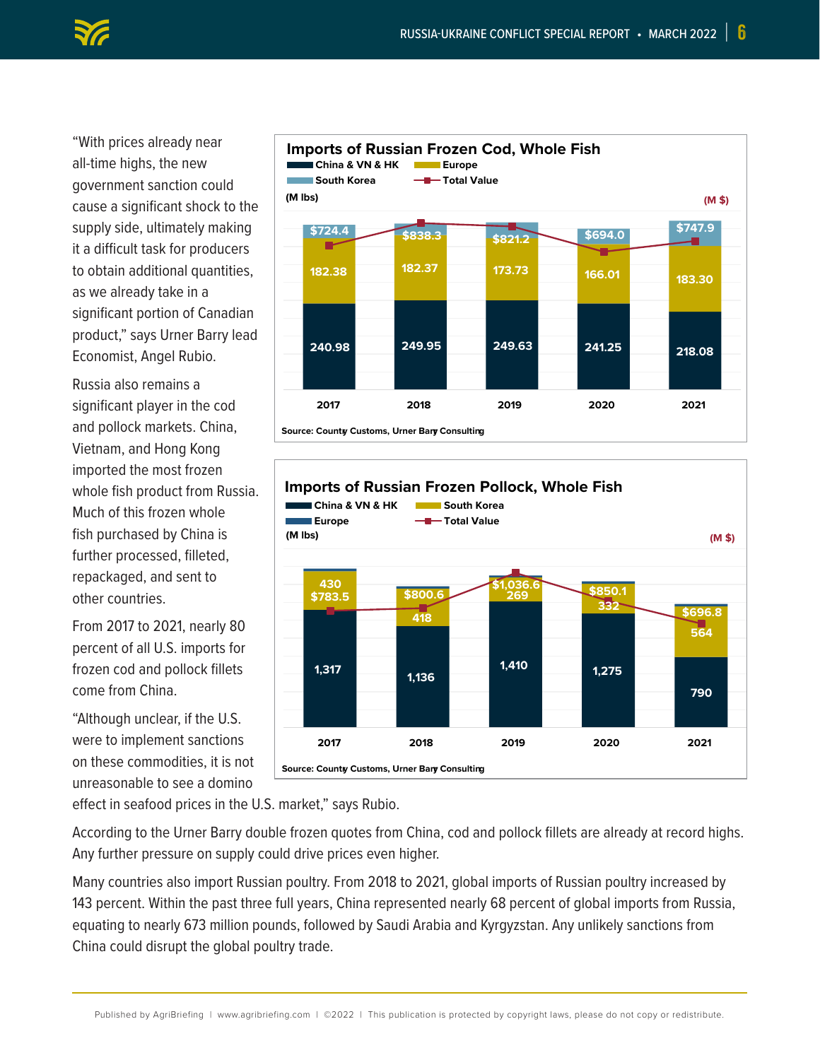"With prices already near all-time highs, the new government sanction could cause a significant shock to the supply side, ultimately making it a difficult task for producers to obtain additional quantities, as we already take in a significant portion of Canadian product," says Urner Barry lead Economist, Angel Rubio.

Russia also remains a significant player in the cod and pollock markets. China, Vietnam, and Hong Kong imported the most frozen whole fish product from Russia. Much of this frozen whole fish purchased by China is further processed, filleted, repackaged, and sent to other countries.

From 2017 to 2021, nearly 80 percent of all U.S. imports for frozen cod and pollock fillets come from China.

"Although unclear, if the U.S. were to implement sanctions on these commodities, it is not unreasonable to see a domino effect in seafood prices in the U.S. market," says Rubio.

**Imports of Russian Frozen Cod, Whole Fish**

China & VN & HK
Europe
South Korea
Total Value

(M lbs)
(M $)

$724.4
182.38
240.98

$838.3
182.37
249.95

$821.2
173.73
249.63

$694.0
166.01
241.25

$747.9
183.30
218.08

2017
2018
2019
2020
2021

Source: County Customs, Urner Barry Consulting

**Imports of Russian Frozen Pollock, Whole Fish**

China & VN & HK
South Korea
Europe
Total Value

(M lbs)
(M $)

430
$783.5
1,317

$800.6
418
1,136

$1,036.6
269
1,410

$850.1
332
1,275

$696.8
564
790

2017
2018
2019
2020
2021

Source: County Customs, Urner Barry Consulting

According to the Urner Barry double frozen quotes from China, cod and pollock fillets are already at record highs. Any further pressure on supply could drive prices even higher.

Many countries also import Russian poultry. From 2018 to 2021, global imports of Russian poultry increased by 143 percent. Within the past three full years, China represented nearly 68 percent of global imports from Russia, equating to nearly 673 million pounds, followed by Saudi Arabia and Kyrgyzstan. Any unlikely sanctions from China could disrupt the global poultry trade.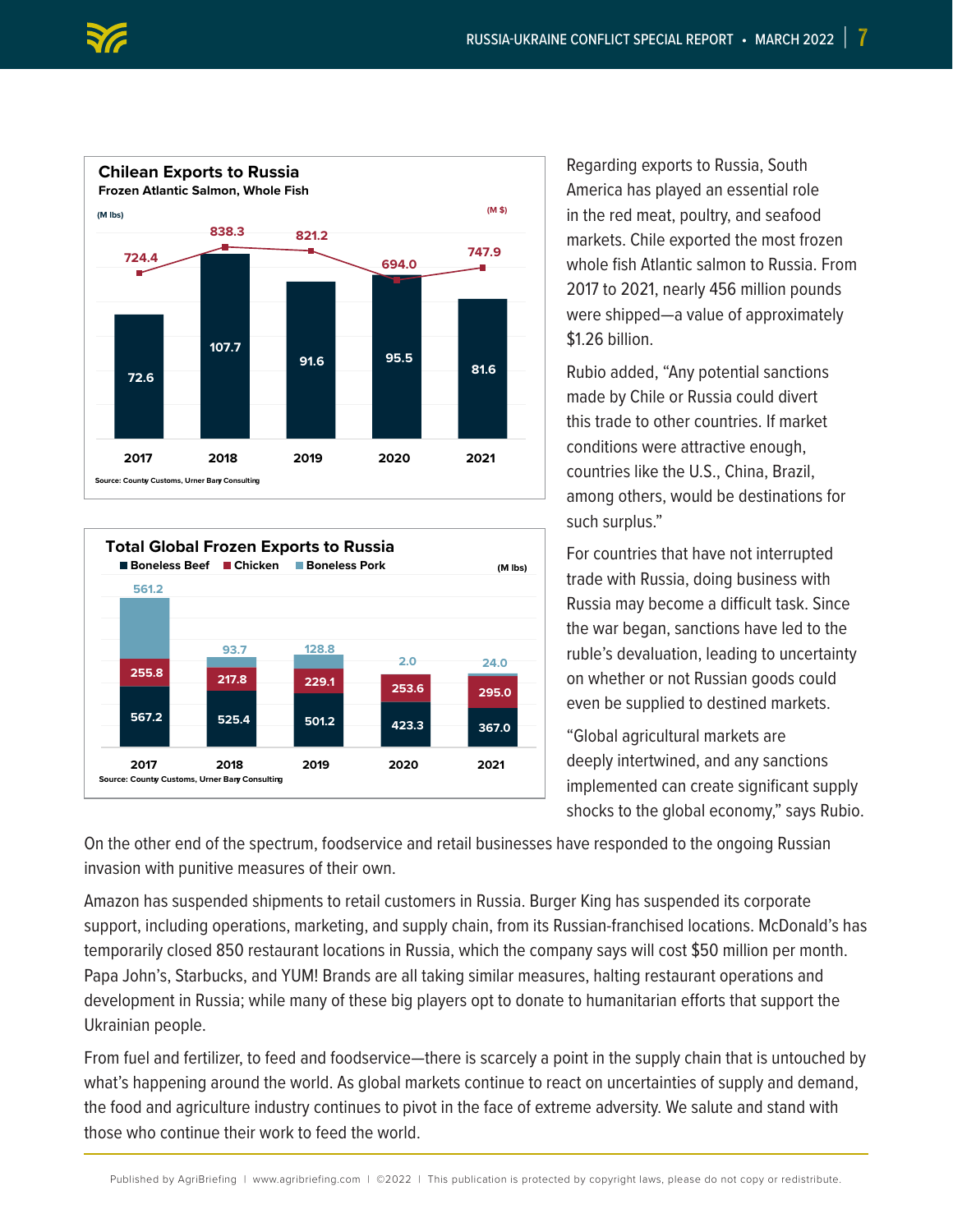**Chilean Exports to Russia**

**Frozen Atlantic Salmon, Whole Fish**

(M lbs)

(M $)

724.4
838.3
821.2
694.0
747.9

72.6
107.7
91.6
95.5
81.6

2017
2018
2019
2020
2021

Source: County Customs, Urner Barry Consulting

**Total Global Frozen Exports to Russia**

Boneless Beef · Chicken · Boneless Pork

(M lbs)

561.2
255.8
567.2

93.7
217.8
525.4

128.8
229.1
501.2

2.0
253.6
423.3

24.0
295.0
367.0

2017
2018
2019
2020
2021

Source: County Customs, Urner Barry Consulting

Regarding exports to Russia, South America has played an essential role in the red meat, poultry, and seafood markets. Chile exported the most frozen whole fish Atlantic salmon to Russia. From 2017 to 2021, nearly 456 million pounds were shipped—a value of approximately $1.26 billion.

Rubio added, "Any potential sanctions made by Chile or Russia could divert this trade to other countries. If market conditions were attractive enough, countries like the U.S., China, Brazil, among others, would be destinations for such surplus."

For countries that have not interrupted trade with Russia, doing business with Russia may become a difficult task. Since the war began, sanctions have led to the ruble's devaluation, leading to uncertainty on whether or not Russian goods could even be supplied to destined markets.

"Global agricultural markets are deeply intertwined, and any sanctions implemented can create significant supply shocks to the global economy," says Rubio.

On the other end of the spectrum, foodservice and retail businesses have responded to the ongoing Russian invasion with punitive measures of their own.

Amazon has suspended shipments to retail customers in Russia. Burger King has suspended its corporate support, including operations, marketing, and supply chain, from its Russian-franchised locations. McDonald's has temporarily closed 850 restaurant locations in Russia, which the company says will cost $50 million per month. Papa John's, Starbucks, and YUM! Brands are all taking similar measures, halting restaurant operations and development in Russia; while many of these big players opt to donate to humanitarian efforts that support the Ukrainian people.

From fuel and fertilizer, to feed and foodservice—there is scarcely a point in the supply chain that is untouched by what's happening around the world. As global markets continue to react on uncertainties of supply and demand, the food and agriculture industry continues to pivot in the face of extreme adversity. We salute and stand with those who continue their work to feed the world.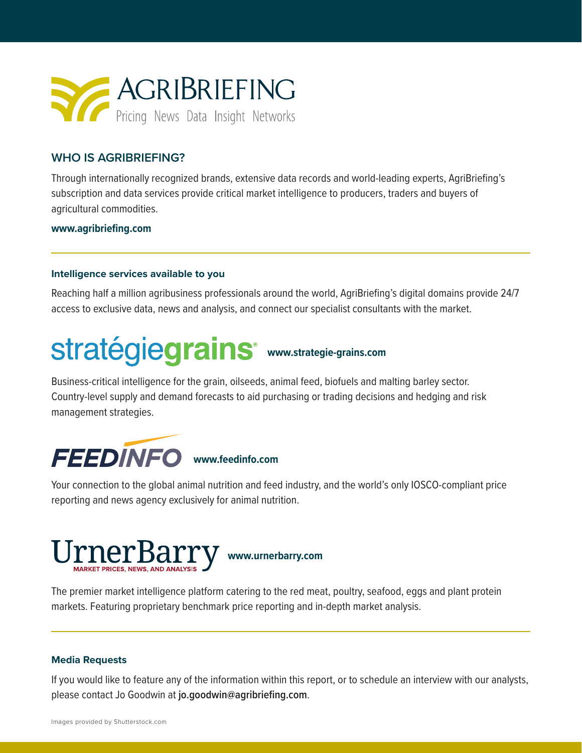# AGRIBRIEFING

Pricing News Data Insight Networks

## WHO IS AGRIBRIEFING?

Through internationally recognized brands, extensive data records and world-leading experts, AgriBriefing's subscription and data services provide critical market intelligence to producers, traders and buyers of agricultural commodities.

**www.agribriefing.com**

---

### Intelligence services available to you

Reaching half a million agribusiness professionals around the world, AgriBriefing's digital domains provide 24/7 access to exclusive data, news and analysis, and connect our specialist consultants with the market.

**stratégiegrains®** **www.strategie-grains.com**

Business-critical intelligence for the grain, oilseeds, animal feed, biofuels and malting barley sector. Country-level supply and demand forecasts to aid purchasing or trading decisions and hedging and risk management strategies.

**FEEDINFO** **www.feedinfo.com**

Your connection to the global animal nutrition and feed industry, and the world's only IOSCO-compliant price reporting and news agency exclusively for animal nutrition.

**UrnerBarry** MARKET PRICES, NEWS, AND ANALYSIS **www.urnerbarry.com**

The premier market intelligence platform catering to the red meat, poultry, seafood, eggs and plant protein markets. Featuring proprietary benchmark price reporting and in-depth market analysis.

---

### Media Requests

If you would like to feature any of the information within this report, or to schedule an interview with our analysts, please contact Jo Goodwin at **jo.goodwin@agribriefing.com**.

Images provided by Shutterstock.com